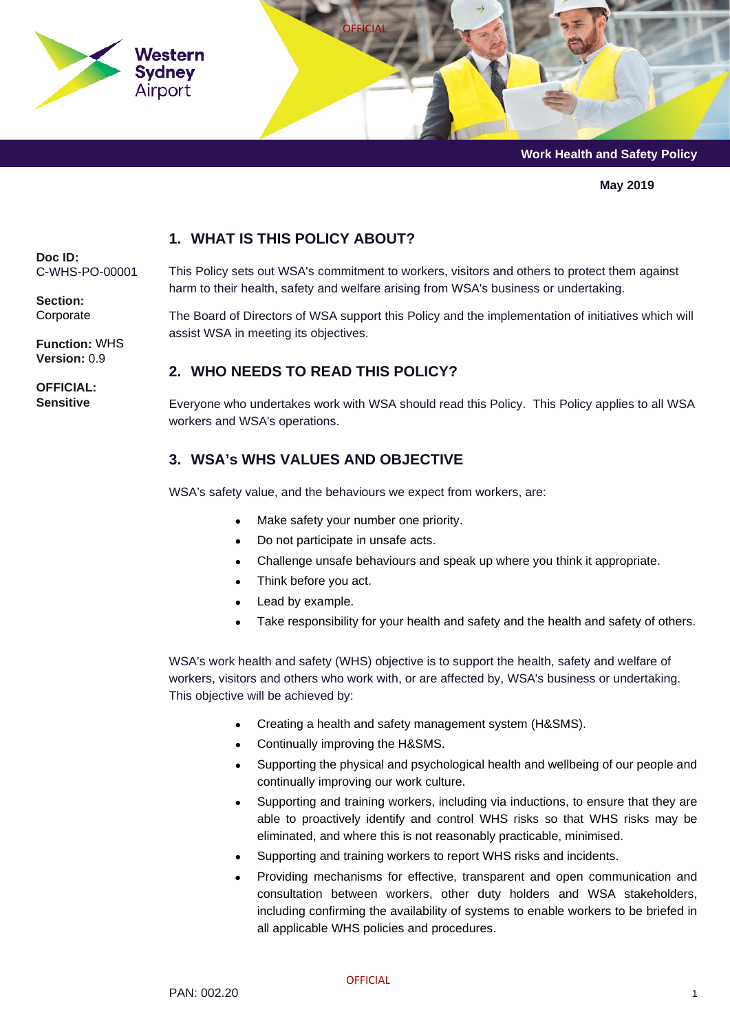Western Sydney Airport

**Work Health and Safety Policy**

**May 2019**

**Doc ID:**
C-WHS-PO-00001

**Section:**
Corporate

**Function:** WHS
**Version:** 0.9

**OFFICIAL: Sensitive**

## 1. WHAT IS THIS POLICY ABOUT?

This Policy sets out WSA's commitment to workers, visitors and others to protect them against harm to their health, safety and welfare arising from WSA's business or undertaking.

The Board of Directors of WSA support this Policy and the implementation of initiatives which will assist WSA in meeting its objectives.

## 2. WHO NEEDS TO READ THIS POLICY?

Everyone who undertakes work with WSA should read this Policy. This Policy applies to all WSA workers and WSA's operations.

## 3. WSA's WHS VALUES AND OBJECTIVE

WSA's safety value, and the behaviours we expect from workers, are:

- Make safety your number one priority.
- Do not participate in unsafe acts.
- Challenge unsafe behaviours and speak up where you think it appropriate.
- Think before you act.
- Lead by example.
- Take responsibility for your health and safety and the health and safety of others.

WSA's work health and safety (WHS) objective is to support the health, safety and welfare of workers, visitors and others who work with, or are affected by, WSA's business or undertaking. This objective will be achieved by:

- Creating a health and safety management system (H&SMS).
- Continually improving the H&SMS.
- Supporting the physical and psychological health and wellbeing of our people and continually improving our work culture.
- Supporting and training workers, including via inductions, to ensure that they are able to proactively identify and control WHS risks so that WHS risks may be eliminated, and where this is not reasonably practicable, minimised.
- Supporting and training workers to report WHS risks and incidents.
- Providing mechanisms for effective, transparent and open communication and consultation between workers, other duty holders and WSA stakeholders, including confirming the availability of systems to enable workers to be briefed in all applicable WHS policies and procedures.

PAN: 002.20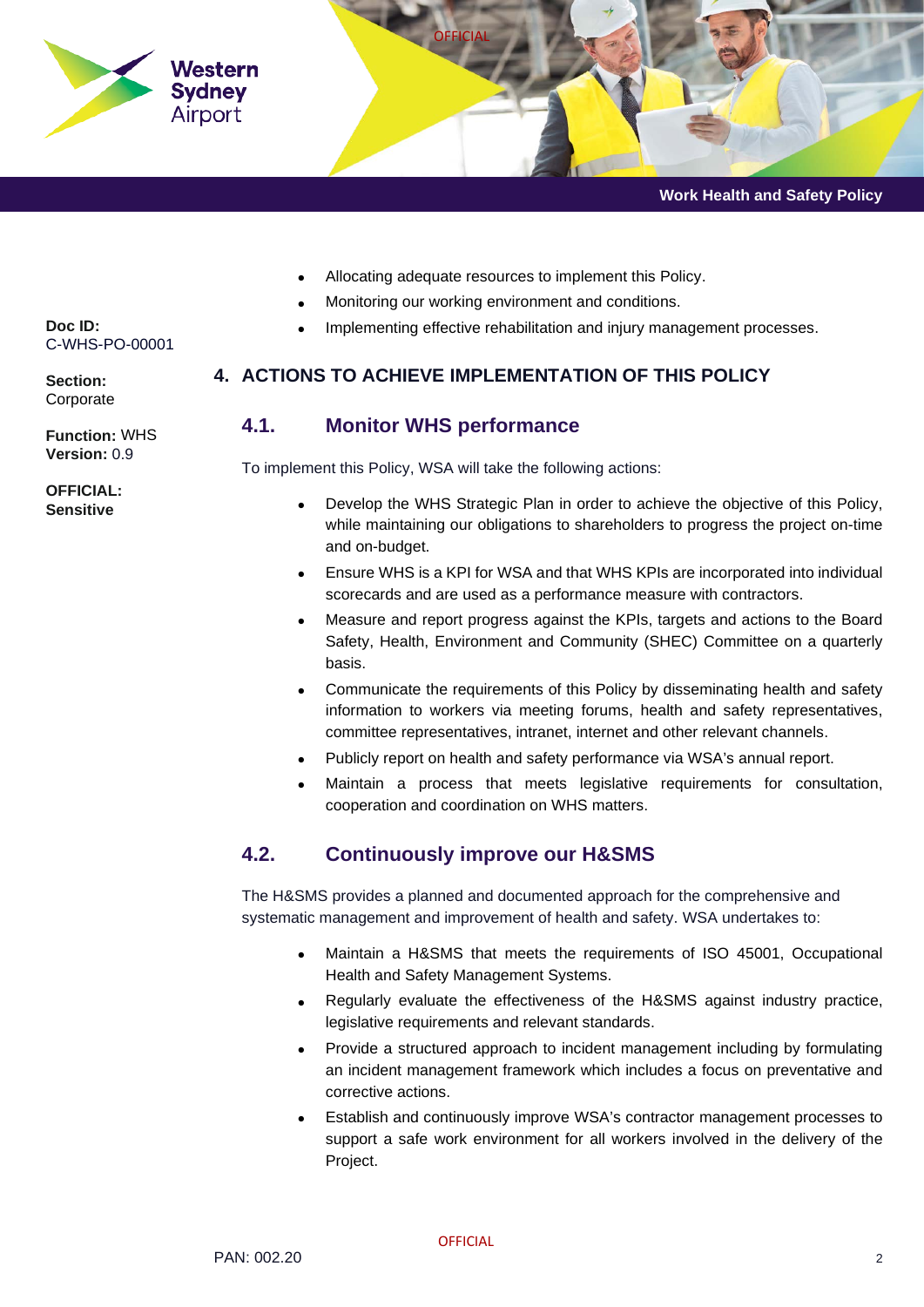- Allocating adequate resources to implement this Policy.
- Monitoring our working environment and conditions.
- Implementing effective rehabilitation and injury management processes.

**Doc ID:**
C-WHS-PO-00001

**Section:**
Corporate

**Function:** WHS
**Version:** 0.9

**OFFICIAL: Sensitive**

## 4. ACTIONS TO ACHIEVE IMPLEMENTATION OF THIS POLICY

### 4.1. Monitor WHS performance

To implement this Policy, WSA will take the following actions:

- Develop the WHS Strategic Plan in order to achieve the objective of this Policy, while maintaining our obligations to shareholders to progress the project on-time and on-budget.
- Ensure WHS is a KPI for WSA and that WHS KPIs are incorporated into individual scorecards and are used as a performance measure with contractors.
- Measure and report progress against the KPIs, targets and actions to the Board Safety, Health, Environment and Community (SHEC) Committee on a quarterly basis.
- Communicate the requirements of this Policy by disseminating health and safety information to workers via meeting forums, health and safety representatives, committee representatives, intranet, internet and other relevant channels.
- Publicly report on health and safety performance via WSA's annual report.
- Maintain a process that meets legislative requirements for consultation, cooperation and coordination on WHS matters.

### 4.2. Continuously improve our H&SMS

The H&SMS provides a planned and documented approach for the comprehensive and systematic management and improvement of health and safety. WSA undertakes to:

- Maintain a H&SMS that meets the requirements of ISO 45001, Occupational Health and Safety Management Systems.
- Regularly evaluate the effectiveness of the H&SMS against industry practice, legislative requirements and relevant standards.
- Provide a structured approach to incident management including by formulating an incident management framework which includes a focus on preventative and corrective actions.
- Establish and continuously improve WSA's contractor management processes to support a safe work environment for all workers involved in the delivery of the Project.

PAN: 002.20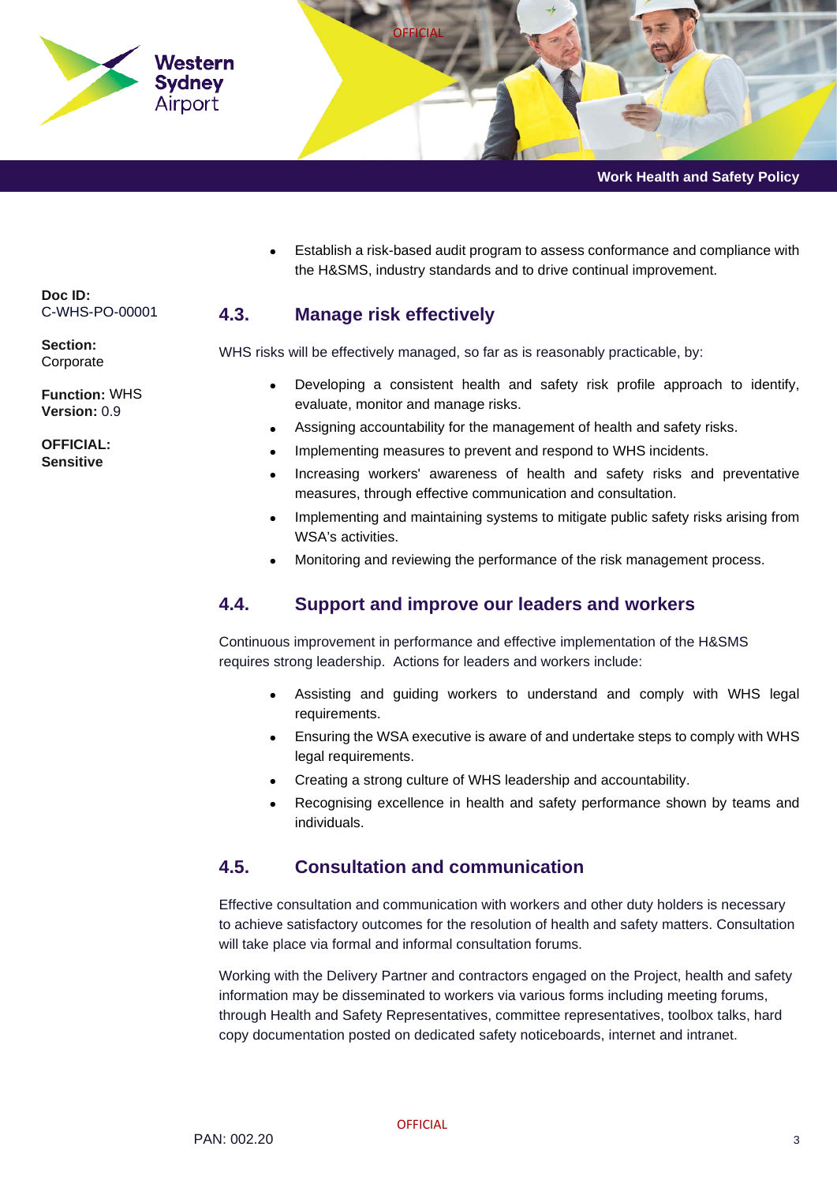- Establish a risk-based audit program to assess conformance and compliance with the H&SMS, industry standards and to drive continual improvement.

## 4.3. Manage risk effectively

WHS risks will be effectively managed, so far as is reasonably practicable, by:

- Developing a consistent health and safety risk profile approach to identify, evaluate, monitor and manage risks.
- Assigning accountability for the management of health and safety risks.
- Implementing measures to prevent and respond to WHS incidents.
- Increasing workers' awareness of health and safety risks and preventative measures, through effective communication and consultation.
- Implementing and maintaining systems to mitigate public safety risks arising from WSA's activities.
- Monitoring and reviewing the performance of the risk management process.

## 4.4. Support and improve our leaders and workers

Continuous improvement in performance and effective implementation of the H&SMS requires strong leadership. Actions for leaders and workers include:

- Assisting and guiding workers to understand and comply with WHS legal requirements.
- Ensuring the WSA executive is aware of and undertake steps to comply with WHS legal requirements.
- Creating a strong culture of WHS leadership and accountability.
- Recognising excellence in health and safety performance shown by teams and individuals.

## 4.5. Consultation and communication

Effective consultation and communication with workers and other duty holders is necessary to achieve satisfactory outcomes for the resolution of health and safety matters. Consultation will take place via formal and informal consultation forums.

Working with the Delivery Partner and contractors engaged on the Project, health and safety information may be disseminated to workers via various forms including meeting forums, through Health and Safety Representatives, committee representatives, toolbox talks, hard copy documentation posted on dedicated safety noticeboards, internet and intranet.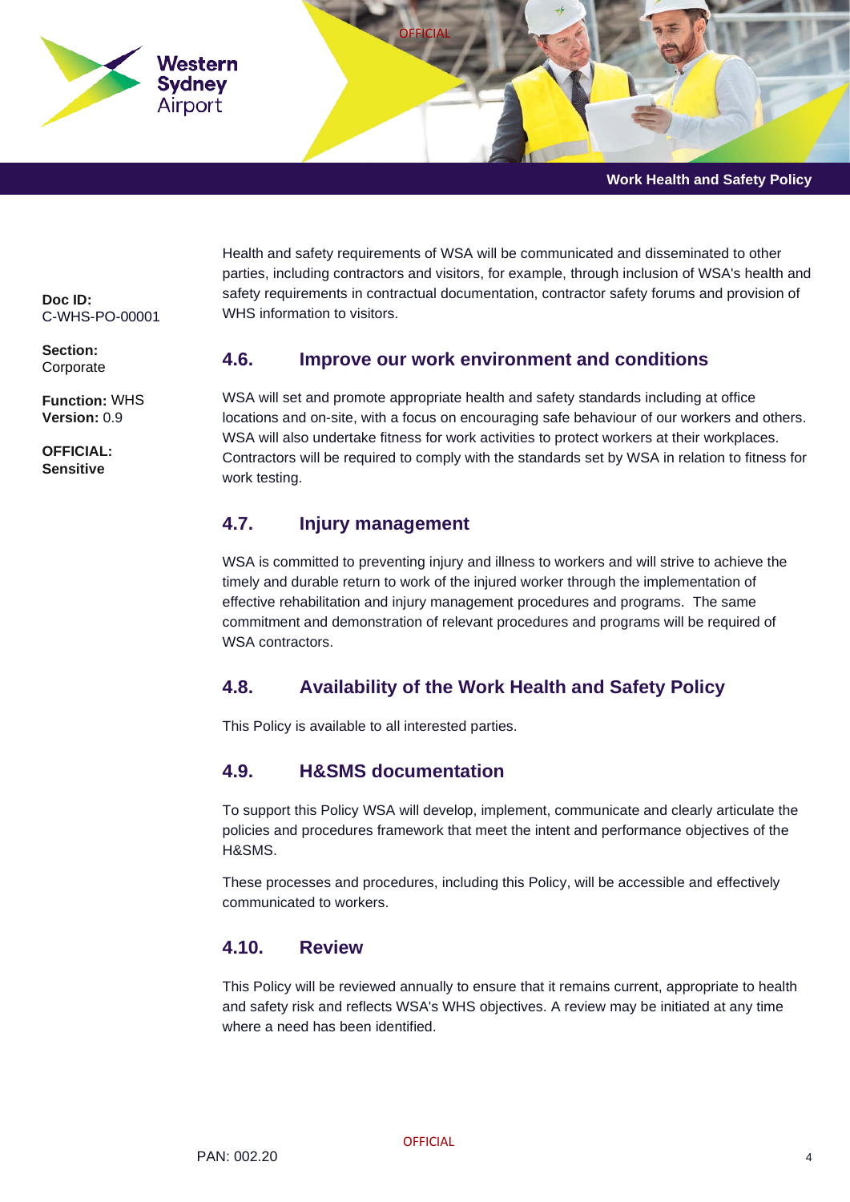Health and safety requirements of WSA will be communicated and disseminated to other parties, including contractors and visitors, for example, through inclusion of WSA's health and safety requirements in contractual documentation, contractor safety forums and provision of WHS information to visitors.

## 4.6. Improve our work environment and conditions

WSA will set and promote appropriate health and safety standards including at office locations and on-site, with a focus on encouraging safe behaviour of our workers and others. WSA will also undertake fitness for work activities to protect workers at their workplaces. Contractors will be required to comply with the standards set by WSA in relation to fitness for work testing.

## 4.7. Injury management

WSA is committed to preventing injury and illness to workers and will strive to achieve the timely and durable return to work of the injured worker through the implementation of effective rehabilitation and injury management procedures and programs. The same commitment and demonstration of relevant procedures and programs will be required of WSA contractors.

## 4.8. Availability of the Work Health and Safety Policy

This Policy is available to all interested parties.

## 4.9. H&SMS documentation

To support this Policy WSA will develop, implement, communicate and clearly articulate the policies and procedures framework that meet the intent and performance objectives of the H&SMS.

These processes and procedures, including this Policy, will be accessible and effectively communicated to workers.

## 4.10. Review

This Policy will be reviewed annually to ensure that it remains current, appropriate to health and safety risk and reflects WSA's WHS objectives. A review may be initiated at any time where a need has been identified.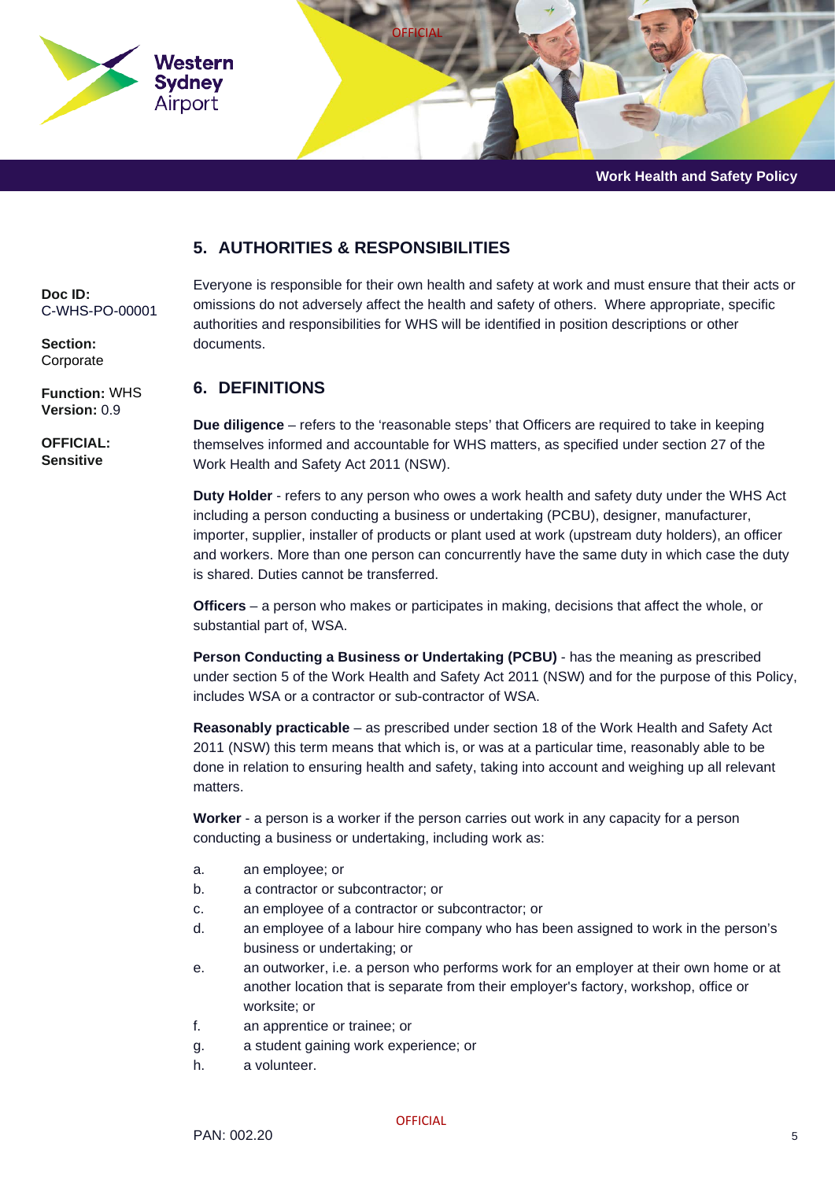## 5. AUTHORITIES & RESPONSIBILITIES

**Doc ID:** C-WHS-PO-00001

**Section:** Corporate

**Function:** WHS
**Version:** 0.9

**OFFICIAL: Sensitive**

Everyone is responsible for their own health and safety at work and must ensure that their acts or omissions do not adversely affect the health and safety of others. Where appropriate, specific authorities and responsibilities for WHS will be identified in position descriptions or other documents.

## 6. DEFINITIONS

**Due diligence** – refers to the 'reasonable steps' that Officers are required to take in keeping themselves informed and accountable for WHS matters, as specified under section 27 of the Work Health and Safety Act 2011 (NSW).

**Duty Holder** - refers to any person who owes a work health and safety duty under the WHS Act including a person conducting a business or undertaking (PCBU), designer, manufacturer, importer, supplier, installer of products or plant used at work (upstream duty holders), an officer and workers. More than one person can concurrently have the same duty in which case the duty is shared. Duties cannot be transferred.

**Officers** – a person who makes or participates in making, decisions that affect the whole, or substantial part of, WSA.

**Person Conducting a Business or Undertaking (PCBU)** - has the meaning as prescribed under section 5 of the Work Health and Safety Act 2011 (NSW) and for the purpose of this Policy, includes WSA or a contractor or sub-contractor of WSA.

**Reasonably practicable** – as prescribed under section 18 of the Work Health and Safety Act 2011 (NSW) this term means that which is, or was at a particular time, reasonably able to be done in relation to ensuring health and safety, taking into account and weighing up all relevant matters.

**Worker** - a person is a worker if the person carries out work in any capacity for a person conducting a business or undertaking, including work as:

a. an employee; or
b. a contractor or subcontractor; or
c. an employee of a contractor or subcontractor; or
d. an employee of a labour hire company who has been assigned to work in the person's business or undertaking; or
e. an outworker, i.e. a person who performs work for an employer at their own home or at another location that is separate from their employer's factory, workshop, office or worksite; or
f. an apprentice or trainee; or
g. a student gaining work experience; or
h. a volunteer.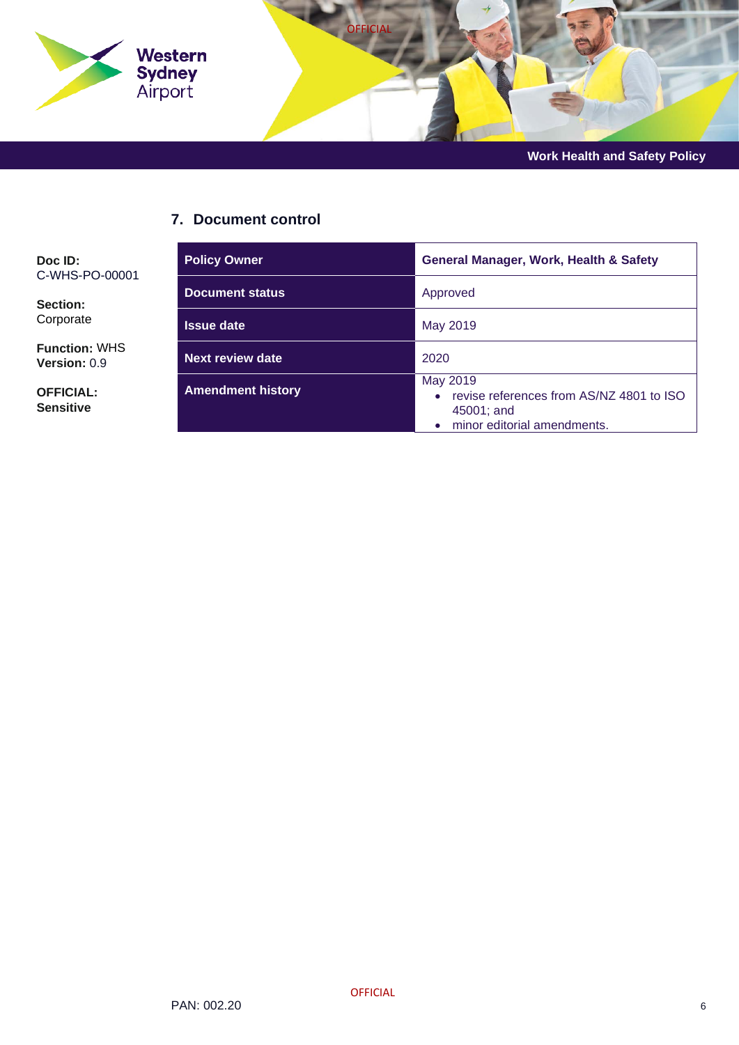## 7. Document control

**Doc ID:**
C-WHS-PO-00001

**Section:**
Corporate

**Function:** WHS
**Version:** 0.9

**OFFICIAL: Sensitive**

| | |
|---|---|
| **Policy Owner** | **General Manager, Work, Health & Safety** |
| **Document status** | Approved |
| **Issue date** | May 2019 |
| **Next review date** | 2020 |
| **Amendment history** | May 2019<br>• revise references from AS/NZ 4801 to ISO 45001; and<br>• minor editorial amendments. |

PAN: 002.20